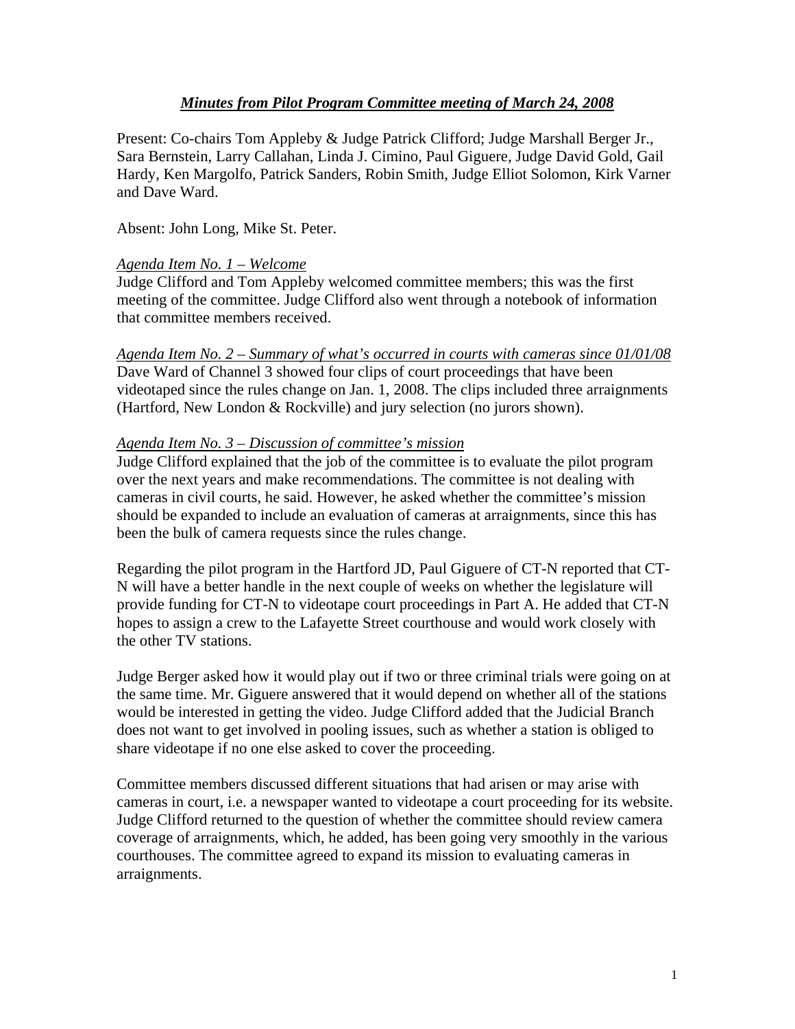## ***Minutes from Pilot Program Committee meeting of March 24, 2008***

Present: Co-chairs Tom Appleby & Judge Patrick Clifford; Judge Marshall Berger Jr., Sara Bernstein, Larry Callahan, Linda J. Cimino, Paul Giguere, Judge David Gold, Gail Hardy, Ken Margolfo, Patrick Sanders, Robin Smith, Judge Elliot Solomon, Kirk Varner and Dave Ward.

Absent: John Long, Mike St. Peter.

*Agenda Item No. 1 – Welcome*

Judge Clifford and Tom Appleby welcomed committee members; this was the first meeting of the committee. Judge Clifford also went through a notebook of information that committee members received.

*Agenda Item No. 2 – Summary of what's occurred in courts with cameras since 01/01/08*

Dave Ward of Channel 3 showed four clips of court proceedings that have been videotaped since the rules change on Jan. 1, 2008. The clips included three arraignments (Hartford, New London & Rockville) and jury selection (no jurors shown).

*Agenda Item No. 3 – Discussion of committee's mission*

Judge Clifford explained that the job of the committee is to evaluate the pilot program over the next years and make recommendations. The committee is not dealing with cameras in civil courts, he said. However, he asked whether the committee's mission should be expanded to include an evaluation of cameras at arraignments, since this has been the bulk of camera requests since the rules change.

Regarding the pilot program in the Hartford JD, Paul Giguere of CT-N reported that CT-N will have a better handle in the next couple of weeks on whether the legislature will provide funding for CT-N to videotape court proceedings in Part A. He added that CT-N hopes to assign a crew to the Lafayette Street courthouse and would work closely with the other TV stations.

Judge Berger asked how it would play out if two or three criminal trials were going on at the same time. Mr. Giguere answered that it would depend on whether all of the stations would be interested in getting the video. Judge Clifford added that the Judicial Branch does not want to get involved in pooling issues, such as whether a station is obliged to share videotape if no one else asked to cover the proceeding.

Committee members discussed different situations that had arisen or may arise with cameras in court, i.e. a newspaper wanted to videotape a court proceeding for its website. Judge Clifford returned to the question of whether the committee should review camera coverage of arraignments, which, he added, has been going very smoothly in the various courthouses. The committee agreed to expand its mission to evaluating cameras in arraignments.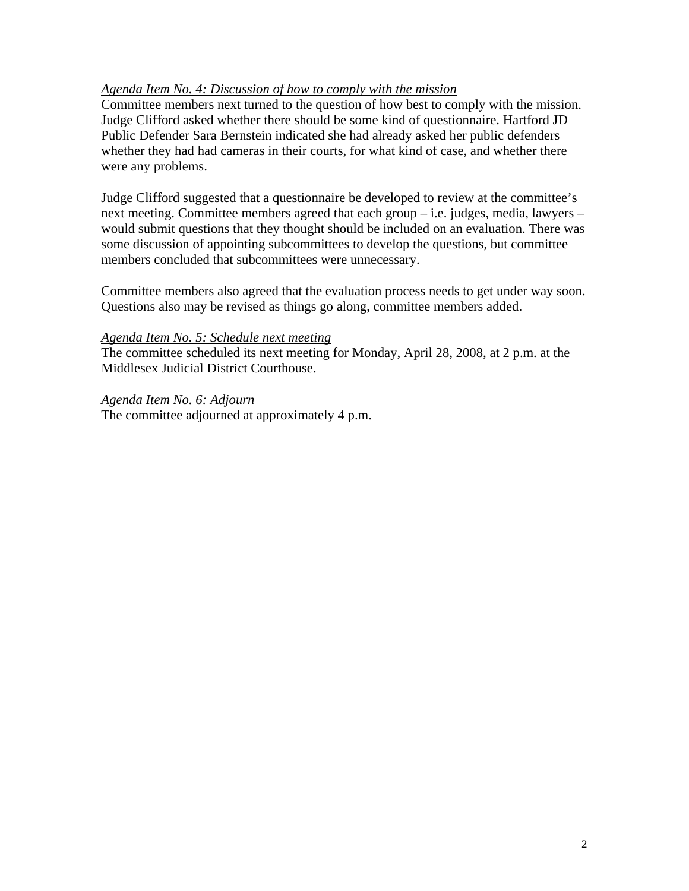*Agenda Item No. 4: Discussion of how to comply with the mission*

Committee members next turned to the question of how best to comply with the mission. Judge Clifford asked whether there should be some kind of questionnaire. Hartford JD Public Defender Sara Bernstein indicated she had already asked her public defenders whether they had had cameras in their courts, for what kind of case, and whether there were any problems.

Judge Clifford suggested that a questionnaire be developed to review at the committee's next meeting. Committee members agreed that each group – i.e. judges, media, lawyers – would submit questions that they thought should be included on an evaluation. There was some discussion of appointing subcommittees to develop the questions, but committee members concluded that subcommittees were unnecessary.

Committee members also agreed that the evaluation process needs to get under way soon. Questions also may be revised as things go along, committee members added.

*Agenda Item No. 5: Schedule next meeting*

The committee scheduled its next meeting for Monday, April 28, 2008, at 2 p.m. at the Middlesex Judicial District Courthouse.

*Agenda Item No. 6: Adjourn*

The committee adjourned at approximately 4 p.m.